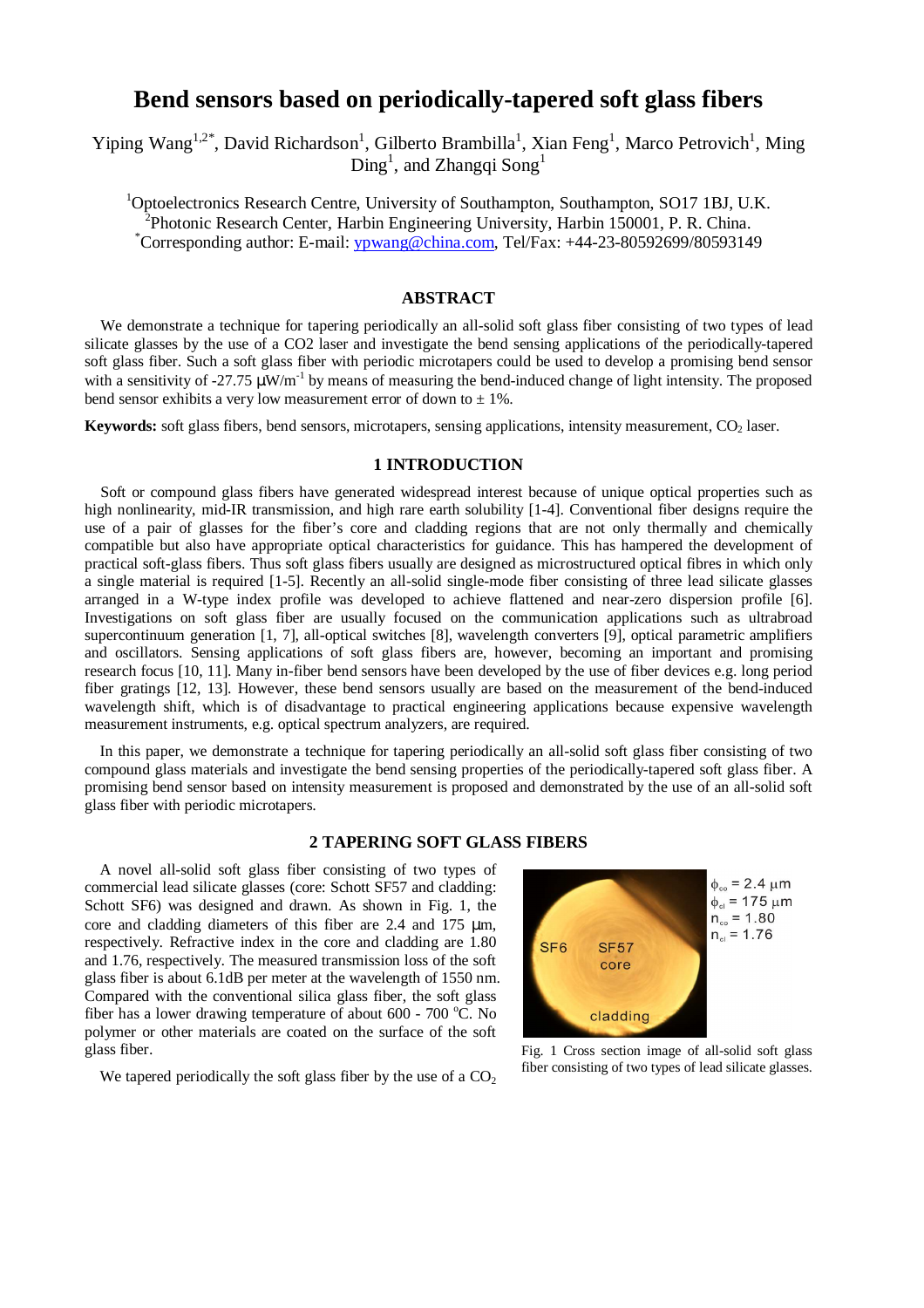# Bend sensors based on periodically-tapered soft glass fibers

Yiping Wang[1,2*], David Richardson[1], Gilberto Brambilla[1], Xian Feng[1], Marco Petrovich[1], Ming Ding[1], and Zhangqi Song[1]

[1]Optoelectronics Research Centre, University of Southampton, Southampton, SO17 1BJ, U.K.
[2]Photonic Research Center, Harbin Engineering University, Harbin 150001, P. R. China.
[*]Corresponding author: E-mail: ypwang@china.com, Tel/Fax: +44-23-80592699/80593149

## ABSTRACT

We demonstrate a technique for tapering periodically an all-solid soft glass fiber consisting of two types of lead silicate glasses by the use of a CO2 laser and investigate the bend sensing applications of the periodically-tapered soft glass fiber. Such a soft glass fiber with periodic microtapers could be used to develop a promising bend sensor with a sensitivity of -27.75 μW/m$^{-1}$ by means of measuring the bend-induced change of light intensity. The proposed bend sensor exhibits a very low measurement error of down to ± 1%.

**Keywords:** soft glass fibers, bend sensors, microtapers, sensing applications, intensity measurement, $CO_2$ laser.

## 1 INTRODUCTION

Soft or compound glass fibers have generated widespread interest because of unique optical properties such as high nonlinearity, mid-IR transmission, and high rare earth solubility [1-4]. Conventional fiber designs require the use of a pair of glasses for the fiber's core and cladding regions that are not only thermally and chemically compatible but also have appropriate optical characteristics for guidance. This has hampered the development of practical soft-glass fibers. Thus soft glass fibers usually are designed as microstructured optical fibres in which only a single material is required [1-5]. Recently an all-solid single-mode fiber consisting of three lead silicate glasses arranged in a W-type index profile was developed to achieve flattened and near-zero dispersion profile [6]. Investigations on soft glass fiber are usually focused on the communication applications such as ultrabroad supercontinuum generation [1, 7], all-optical switches [8], wavelength converters [9], optical parametric amplifiers and oscillators. Sensing applications of soft glass fibers are, however, becoming an important and promising research focus [10, 11]. Many in-fiber bend sensors have been developed by the use of fiber devices e.g. long period fiber gratings [12, 13]. However, these bend sensors usually are based on the measurement of the bend-induced wavelength shift, which is of disadvantage to practical engineering applications because expensive wavelength measurement instruments, e.g. optical spectrum analyzers, are required.

In this paper, we demonstrate a technique for tapering periodically an all-solid soft glass fiber consisting of two compound glass materials and investigate the bend sensing properties of the periodically-tapered soft glass fiber. A promising bend sensor based on intensity measurement is proposed and demonstrated by the use of an all-solid soft glass fiber with periodic microtapers.

## 2 TAPERING SOFT GLASS FIBERS

A novel all-solid soft glass fiber consisting of two types of commercial lead silicate glasses (core: Schott SF57 and cladding: Schott SF6) was designed and drawn. As shown in Fig. 1, the core and cladding diameters of this fiber are 2.4 and 175 μm, respectively. Refractive index in the core and cladding are 1.80 and 1.76, respectively. The measured transmission loss of the soft glass fiber is about 6.1dB per meter at the wavelength of 1550 nm. Compared with the conventional silica glass fiber, the soft glass fiber has a lower drawing temperature of about 600 - 700 °C. No polymer or other materials are coated on the surface of the soft glass fiber.

$\phi_{co}$ = 2.4 μm
$\phi_{cl}$ = 175 μm
$n_{co}$ = 1.80
$n_{cl}$ = 1.76

Fig. 1 Cross section image of all-solid soft glass fiber consisting of two types of lead silicate glasses.

We tapered periodically the soft glass fiber by the use of a $CO_2$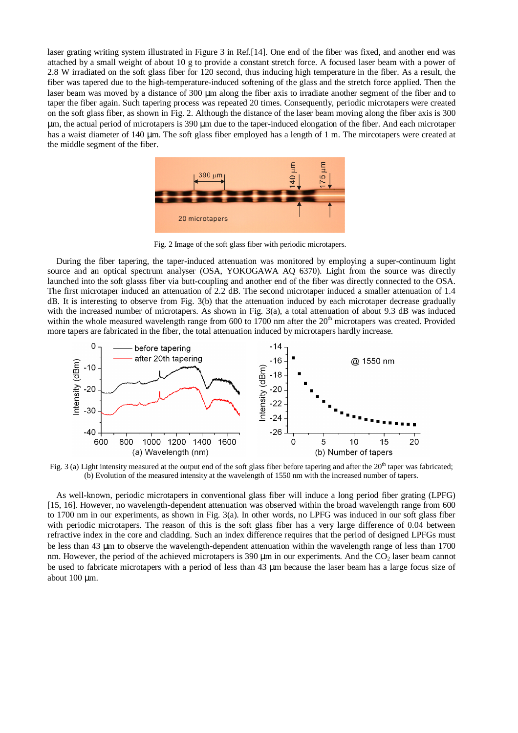laser grating writing system illustrated in Figure 3 in Ref.[14]. One end of the fiber was fixed, and another end was attached by a small weight of about 10 g to provide a constant stretch force. A focused laser beam with a power of 2.8 W irradiated on the soft glass fiber for 120 second, thus inducing high temperature in the fiber. As a result, the fiber was tapered due to the high-temperature-induced softening of the glass and the stretch force applied. Then the laser beam was moved by a distance of 300 μm along the fiber axis to irradiate another segment of the fiber and to taper the fiber again. Such tapering process was repeated 20 times. Consequently, periodic microtapers were created on the soft glass fiber, as shown in Fig. 2. Although the distance of the laser beam moving along the fiber axis is 300 μm, the actual period of microtapers is 390 μm due to the taper-induced elongation of the fiber. And each microtaper has a waist diameter of 140 μm. The soft glass fiber employed has a length of 1 m. The mircotapers were created at the middle segment of the fiber.

Fig. 2 Image of the soft glass fiber with periodic microtapers.

During the fiber tapering, the taper-induced attenuation was monitored by employing a super-continuum light source and an optical spectrum analyser (OSA, YOKOGAWA AQ 6370). Light from the source was directly launched into the soft glasss fiber via butt-coupling and another end of the fiber was directly connected to the OSA. The first microtaper induced an attenuation of 2.2 dB. The second microtaper induced a smaller attenuation of 1.4 dB. It is interesting to observe from Fig. 3(b) that the attenuation induced by each microtaper decrease gradually with the increased number of microtapers. As shown in Fig. 3(a), a total attenuation of about 9.3 dB was induced within the whole measured wavelength range from 600 to 1700 nm after the 20th microtapers was created. Provided more tapers are fabricated in the fiber, the total attenuation induced by microtapers hardly increase.

Fig. 3 (a) Light intensity measured at the output end of the soft glass fiber before tapering and after the 20th taper was fabricated; (b) Evolution of the measured intensity at the wavelength of 1550 nm with the increased number of tapers.

As well-known, periodic microtapers in conventional glass fiber will induce a long period fiber grating (LPFG) [15, 16]. However, no wavelength-dependent attenuation was observed within the broad wavelength range from 600 to 1700 nm in our experiments, as shown in Fig. 3(a). In other words, no LPFG was induced in our soft glass fiber with periodic microtapers. The reason of this is the soft glass fiber has a very large difference of 0.04 between refractive index in the core and cladding. Such an index difference requires that the period of designed LPFGs must be less than 43 μm to observe the wavelength-dependent attenuation within the wavelength range of less than 1700 nm. However, the period of the achieved microtapers is 390 μm in our experiments. And the $CO_2$ laser beam cannot be used to fabricate microtapers with a period of less than 43 μm because the laser beam has a large focus size of about 100 μm.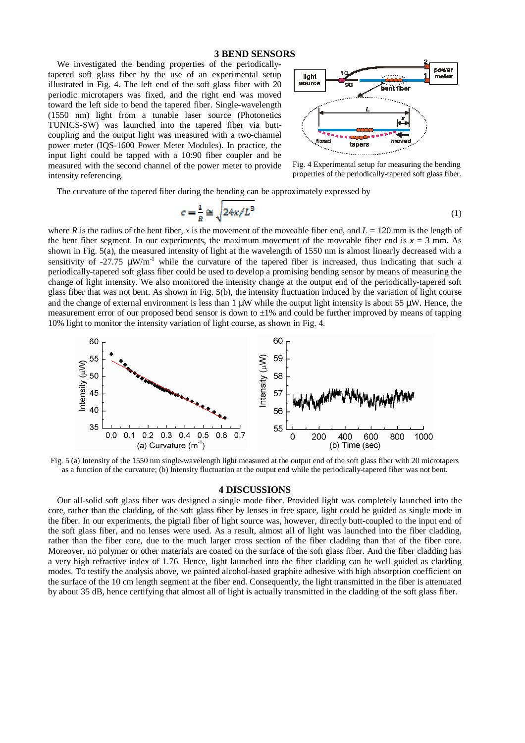## 3 BEND SENSORS

We investigated the bending properties of the periodically-tapered soft glass fiber by the use of an experimental setup illustrated in Fig. 4. The left end of the soft glass fiber with 20 periodic microtapers was fixed, and the right end was moved toward the left side to bend the tapered fiber. Single-wavelength (1550 nm) light from a tunable laser source (Photonetics TUNICS-SW) was launched into the tapered fiber via butt-coupling and the output light was measured with a two-channel power meter (IQS-1600 Power Meter Modules). In practice, the input light could be tapped with a 10:90 fiber coupler and be measured with the second channel of the power meter to provide intensity referencing.

Fig. 4 Experimental setup for measuring the bending properties of the periodically-tapered soft glass fiber.

The curvature of the tapered fiber during the bending can be approximately expressed by

$$c = \frac{1}{R} \cong \sqrt{24x/L^3} \tag{1}$$

where $R$ is the radius of the bent fiber, $x$ is the movement of the moveable fiber end, and $L$ = 120 mm is the length of the bent fiber segment. In our experiments, the maximum movement of the moveable fiber end is $x$ = 3 mm. As shown in Fig. 5(a), the measured intensity of light at the wavelength of 1550 nm is almost linearly decreased with a sensitivity of -27.75 μW/m$^{-1}$ while the curvature of the tapered fiber is increased, thus indicating that such a periodically-tapered soft glass fiber could be used to develop a promising bending sensor by means of measuring the change of light intensity. We also monitored the intensity change at the output end of the periodically-tapered soft glass fiber that was not bent. As shown in Fig. 5(b), the intensity fluctuation induced by the variation of light course and the change of external environment is less than 1 μW while the output light intensity is about 55 μW. Hence, the measurement error of our proposed bend sensor is down to ±1% and could be further improved by means of tapping 10% light to monitor the intensity variation of light course, as shown in Fig. 4.

Fig. 5 (a) Intensity of the 1550 nm single-wavelength light measured at the output end of the soft glass fiber with 20 microtapers as a function of the curvature; (b) Intensity fluctuation at the output end while the periodically-tapered fiber was not bent.

## 4 DISCUSSIONS

Our all-solid soft glass fiber was designed a single mode fiber. Provided light was completely launched into the core, rather than the cladding, of the soft glass fiber by lenses in free space, light could be guided as single mode in the fiber. In our experiments, the pigtail fiber of light source was, however, directly butt-coupled to the input end of the soft glass fiber, and no lenses were used. As a result, almost all of light was launched into the fiber cladding, rather than the fiber core, due to the much larger cross section of the fiber cladding than that of the fiber core. Moreover, no polymer or other materials are coated on the surface of the soft glass fiber. And the fiber cladding has a very high refractive index of 1.76. Hence, light launched into the fiber cladding can be well guided as cladding modes. To testify the analysis above, we painted alcohol-based graphite adhesive with high absorption coefficient on the surface of the 10 cm length segment at the fiber end. Consequently, the light transmitted in the fiber is attenuated by about 35 dB, hence certifying that almost all of light is actually transmitted in the cladding of the soft glass fiber.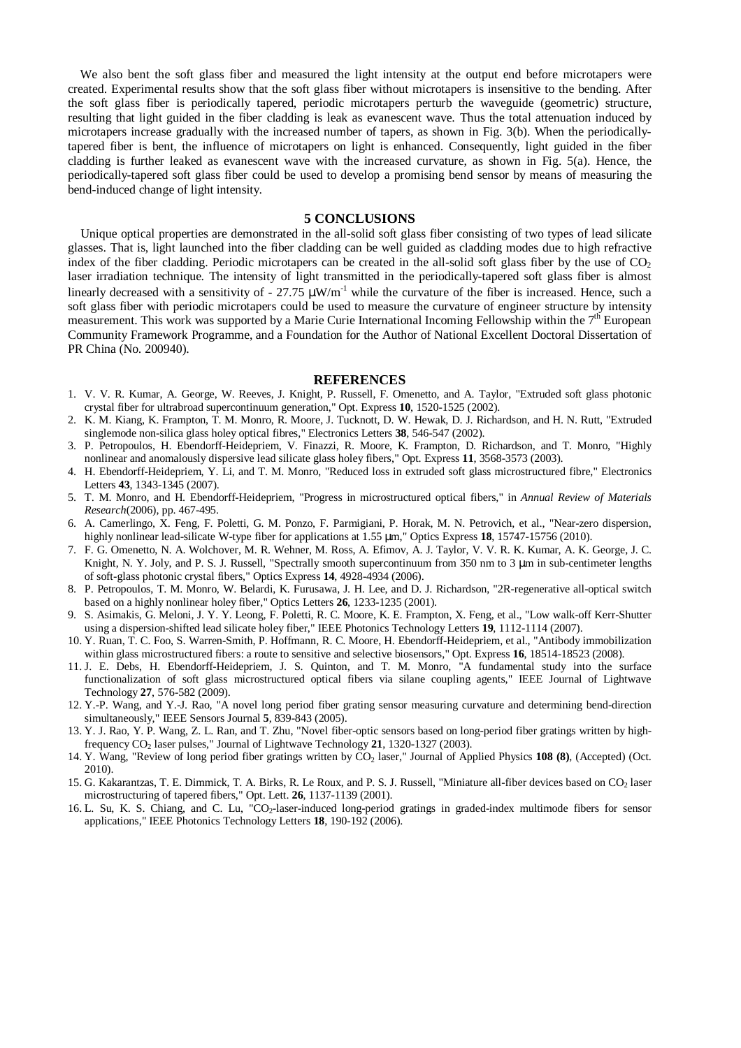We also bent the soft glass fiber and measured the light intensity at the output end before microtapers were created. Experimental results show that the soft glass fiber without microtapers is insensitive to the bending. After the soft glass fiber is periodically tapered, periodic microtapers perturb the waveguide (geometric) structure, resulting that light guided in the fiber cladding is leak as evanescent wave. Thus the total attenuation induced by microtapers increase gradually with the increased number of tapers, as shown in Fig. 3(b). When the periodically-tapered fiber is bent, the influence of microtapers on light is enhanced. Consequently, light guided in the fiber cladding is further leaked as evanescent wave with the increased curvature, as shown in Fig. 5(a). Hence, the periodically-tapered soft glass fiber could be used to develop a promising bend sensor by means of measuring the bend-induced change of light intensity.

## 5 CONCLUSIONS

Unique optical properties are demonstrated in the all-solid soft glass fiber consisting of two types of lead silicate glasses. That is, light launched into the fiber cladding can be well guided as cladding modes due to high refractive index of the fiber cladding. Periodic microtapers can be created in the all-solid soft glass fiber by the use of $CO_2$ laser irradiation technique. The intensity of light transmitted in the periodically-tapered soft glass fiber is almost linearly decreased with a sensitivity of - 27.75 $\mu W/m^{-1}$ while the curvature of the fiber is increased. Hence, such a soft glass fiber with periodic microtapers could be used to measure the curvature of engineer structure by intensity measurement. This work was supported by a Marie Curie International Incoming Fellowship within the $7^{th}$ European Community Framework Programme, and a Foundation for the Author of National Excellent Doctoral Dissertation of PR China (No. 200940).

## REFERENCES

1. V. V. R. Kumar, A. George, W. Reeves, J. Knight, P. Russell, F. Omenetto, and A. Taylor, "Extruded soft glass photonic crystal fiber for ultrabroad supercontinuum generation," Opt. Express **10**, 1520-1525 (2002).
2. K. M. Kiang, K. Frampton, T. M. Monro, R. Moore, J. Tucknott, D. W. Hewak, D. J. Richardson, and H. N. Rutt, "Extruded singlemode non-silica glass holey optical fibres," Electronics Letters **38**, 546-547 (2002).
3. P. Petropoulos, H. Ebendorff-Heidepriem, V. Finazzi, R. Moore, K. Frampton, D. Richardson, and T. Monro, "Highly nonlinear and anomalously dispersive lead silicate glass holey fibers," Opt. Express **11**, 3568-3573 (2003).
4. H. Ebendorff-Heidepriem, Y. Li, and T. M. Monro, "Reduced loss in extruded soft glass microstructured fibre," Electronics Letters **43**, 1343-1345 (2007).
5. T. M. Monro, and H. Ebendorff-Heidepriem, "Progress in microstructured optical fibers," in *Annual Review of Materials Research*(2006), pp. 467-495.
6. A. Camerlingo, X. Feng, F. Poletti, G. M. Ponzo, F. Parmigiani, P. Horak, M. N. Petrovich, et al., "Near-zero dispersion, highly nonlinear lead-silicate W-type fiber for applications at 1.55 μm," Optics Express **18**, 15747-15756 (2010).
7. F. G. Omenetto, N. A. Wolchover, M. R. Wehner, M. Ross, A. Efimov, A. J. Taylor, V. V. R. K. Kumar, A. K. George, J. C. Knight, N. Y. Joly, and P. S. J. Russell, "Spectrally smooth supercontinuum from 350 nm to 3 μm in sub-centimeter lengths of soft-glass photonic crystal fibers," Optics Express **14**, 4928-4934 (2006).
8. P. Petropoulos, T. M. Monro, W. Belardi, K. Furusawa, J. H. Lee, and D. J. Richardson, "2R-regenerative all-optical switch based on a highly nonlinear holey fiber," Optics Letters **26**, 1233-1235 (2001).
9. S. Asimakis, G. Meloni, J. Y. Y. Leong, F. Poletti, R. C. Moore, K. E. Frampton, X. Feng, et al., "Low walk-off Kerr-Shutter using a dispersion-shifted lead silicate holey fiber," IEEE Photonics Technology Letters **19**, 1112-1114 (2007).
10. Y. Ruan, T. C. Foo, S. Warren-Smith, P. Hoffmann, R. C. Moore, H. Ebendorff-Heidepriem, et al., "Antibody immobilization within glass microstructured fibers: a route to sensitive and selective biosensors," Opt. Express **16**, 18514-18523 (2008).
11. J. E. Debs, H. Ebendorff-Heidepriem, J. S. Quinton, and T. M. Monro, "A fundamental study into the surface functionalization of soft glass microstructured optical fibers via silane coupling agents," IEEE Journal of Lightwave Technology **27**, 576-582 (2009).
12. Y.-P. Wang, and Y.-J. Rao, "A novel long period fiber grating sensor measuring curvature and determining bend-direction simultaneously," IEEE Sensors Journal **5**, 839-843 (2005).
13. Y. J. Rao, Y. P. Wang, Z. L. Ran, and T. Zhu, "Novel fiber-optic sensors based on long-period fiber gratings written by high-frequency $CO_2$ laser pulses," Journal of Lightwave Technology **21**, 1320-1327 (2003).
14. Y. Wang, "Review of long period fiber gratings written by $CO_2$ laser," Journal of Applied Physics **108 (8)**, (Accepted) (Oct. 2010).
15. G. Kakarantzas, T. E. Dimmick, T. A. Birks, R. Le Roux, and P. S. J. Russell, "Miniature all-fiber devices based on $CO_2$ laser microstructuring of tapered fibers," Opt. Lett. **26**, 1137-1139 (2001).
16. L. Su, K. S. Chiang, and C. Lu, "$CO_2$-laser-induced long-period gratings in graded-index multimode fibers for sensor applications," IEEE Photonics Technology Letters **18**, 190-192 (2006).